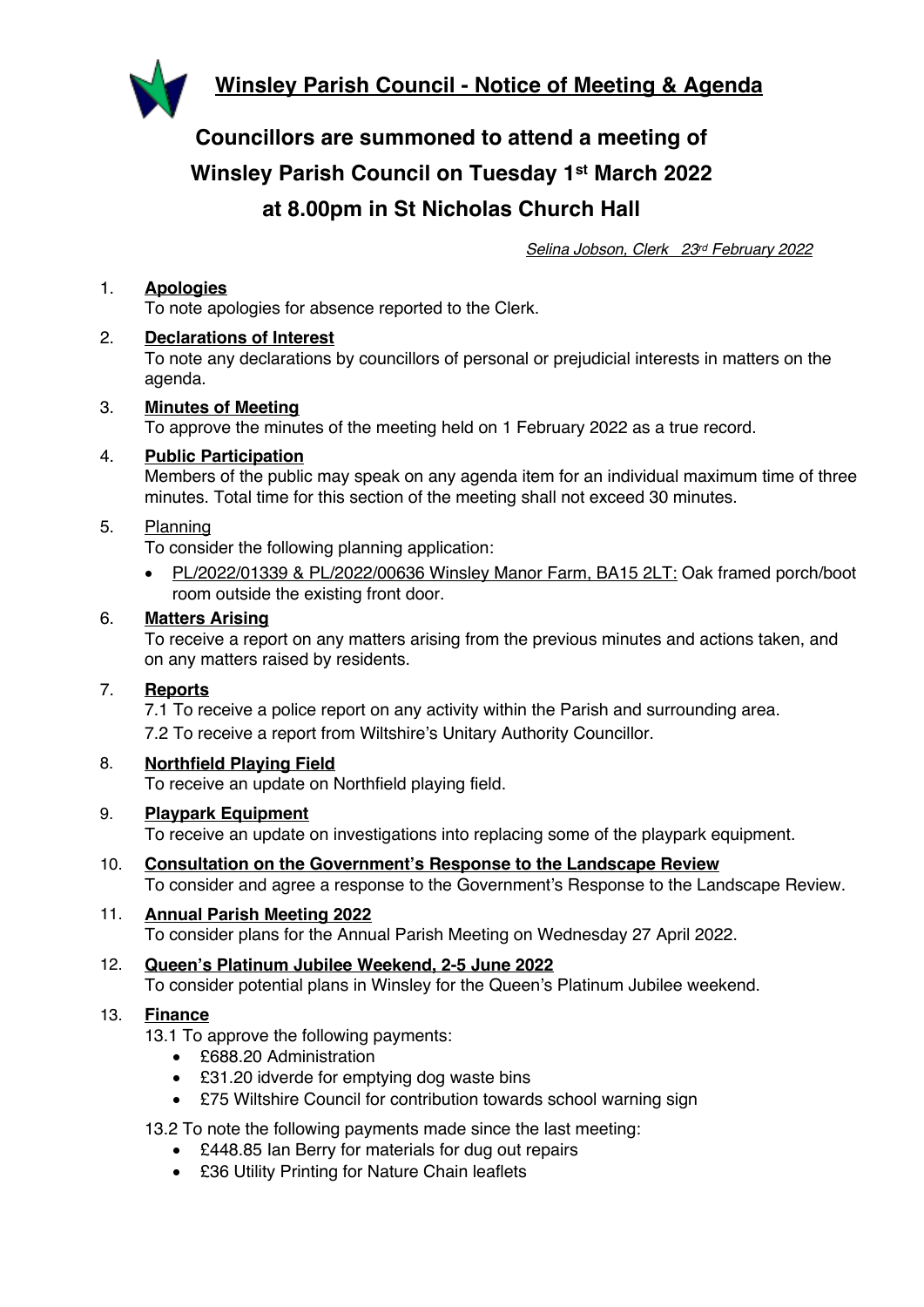# Winsley Parish Council - Notice of Meeting & Agenda

## Councillors are summoned to attend a meeting of Winsley Parish Council on Tuesday 1st March 2022 at 8.00pm in St Nicholas Church Hall

*Selina Jobson, Clerk 23rd February 2022*

1. **Apologies**
   To note apologies for absence reported to the Clerk.

2. **Declarations of Interest**
   To note any declarations by councillors of personal or prejudicial interests in matters on the agenda.

3. **Minutes of Meeting**
   To approve the minutes of the meeting held on 1 February 2022 as a true record.

4. **Public Participation**
   Members of the public may speak on any agenda item for an individual maximum time of three minutes. Total time for this section of the meeting shall not exceed 30 minutes.

5. Planning
   To consider the following planning application:
   - PL/2022/01339 & PL/2022/00636 Winsley Manor Farm, BA15 2LT: Oak framed porch/boot room outside the existing front door.

6. **Matters Arising**
   To receive a report on any matters arising from the previous minutes and actions taken, and on any matters raised by residents.

7. **Reports**
   7.1 To receive a police report on any activity within the Parish and surrounding area.
   7.2 To receive a report from Wiltshire's Unitary Authority Councillor.

8. **Northfield Playing Field**
   To receive an update on Northfield playing field.

9. **Playpark Equipment**
   To receive an update on investigations into replacing some of the playpark equipment.

10. **Consultation on the Government's Response to the Landscape Review**
    To consider and agree a response to the Government's Response to the Landscape Review.

11. **Annual Parish Meeting 2022**
    To consider plans for the Annual Parish Meeting on Wednesday 27 April 2022.

12. **Queen's Platinum Jubilee Weekend, 2-5 June 2022**
    To consider potential plans in Winsley for the Queen's Platinum Jubilee weekend.

13. **Finance**
    13.1 To approve the following payments:
    - £688.20 Administration
    - £31.20 idverde for emptying dog waste bins
    - £75 Wiltshire Council for contribution towards school warning sign

    13.2 To note the following payments made since the last meeting:
    - £448.85 Ian Berry for materials for dug out repairs
    - £36 Utility Printing for Nature Chain leaflets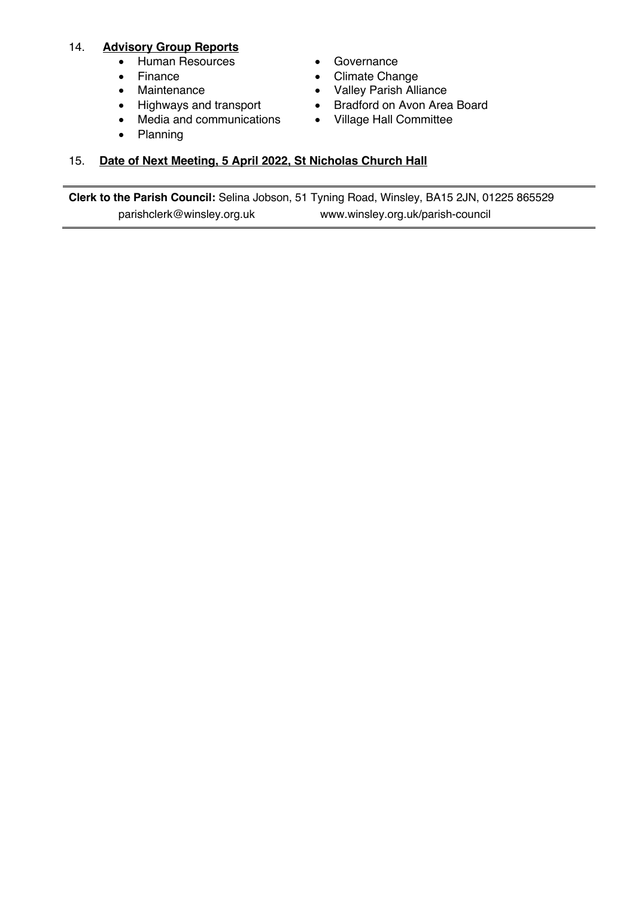14. **Advisory Group Reports**

- Human Resources
- Finance
- Maintenance
- Highways and transport
- Media and communications
- Planning
- Governance
- Climate Change
- Valley Parish Alliance
- Bradford on Avon Area Board
- Village Hall Committee

15. **Date of Next Meeting, 5 April 2022, St Nicholas Church Hall**

---

**Clerk to the Parish Council:** Selina Jobson, 51 Tyning Road, Winsley, BA15 2JN, 01225 865529
parishclerk@winsley.org.uk www.winsley.org.uk/parish-council

---